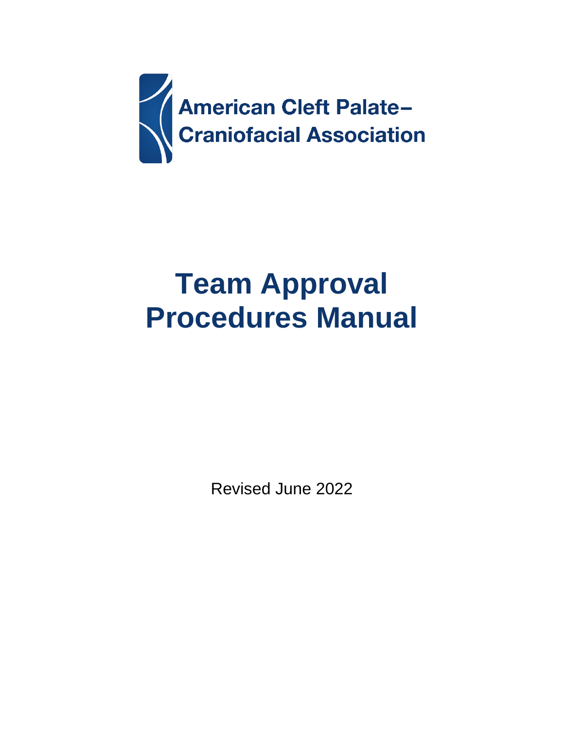American Cleft Palate–
Craniofacial Association

# Team Approval Procedures Manual

Revised June 2022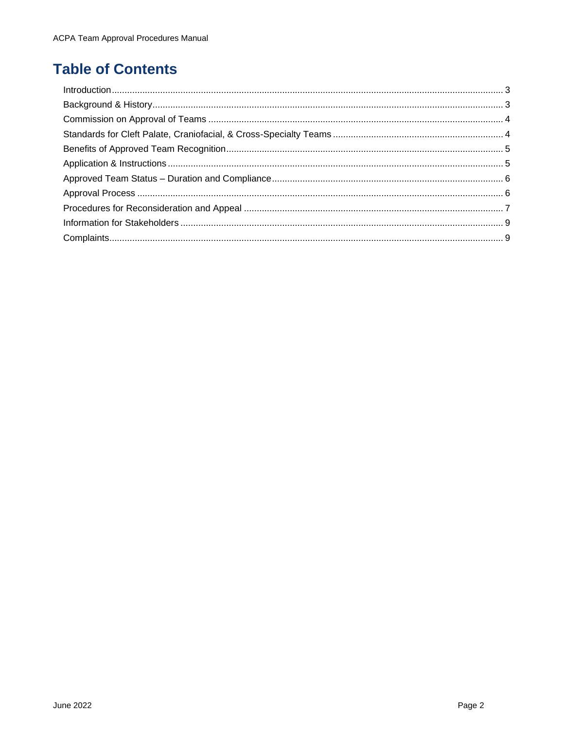# Table of Contents

Introduction ........................................................................................................................................ 3
Background & History ........................................................................................................................ 3
Commission on Approval of Teams .................................................................................................... 4
Standards for Cleft Palate, Craniofacial, & Cross-Specialty Teams ..................................................... 4
Benefits of Approved Team Recognition ............................................................................................ 5
Application & Instructions ................................................................................................................... 5
Approved Team Status – Duration and Compliance ........................................................................... 6
Approval Process ............................................................................................................................... 6
Procedures for Reconsideration and Appeal ....................................................................................... 7
Information for Stakeholders .............................................................................................................. 9
Complaints .......................................................................................................................................... 9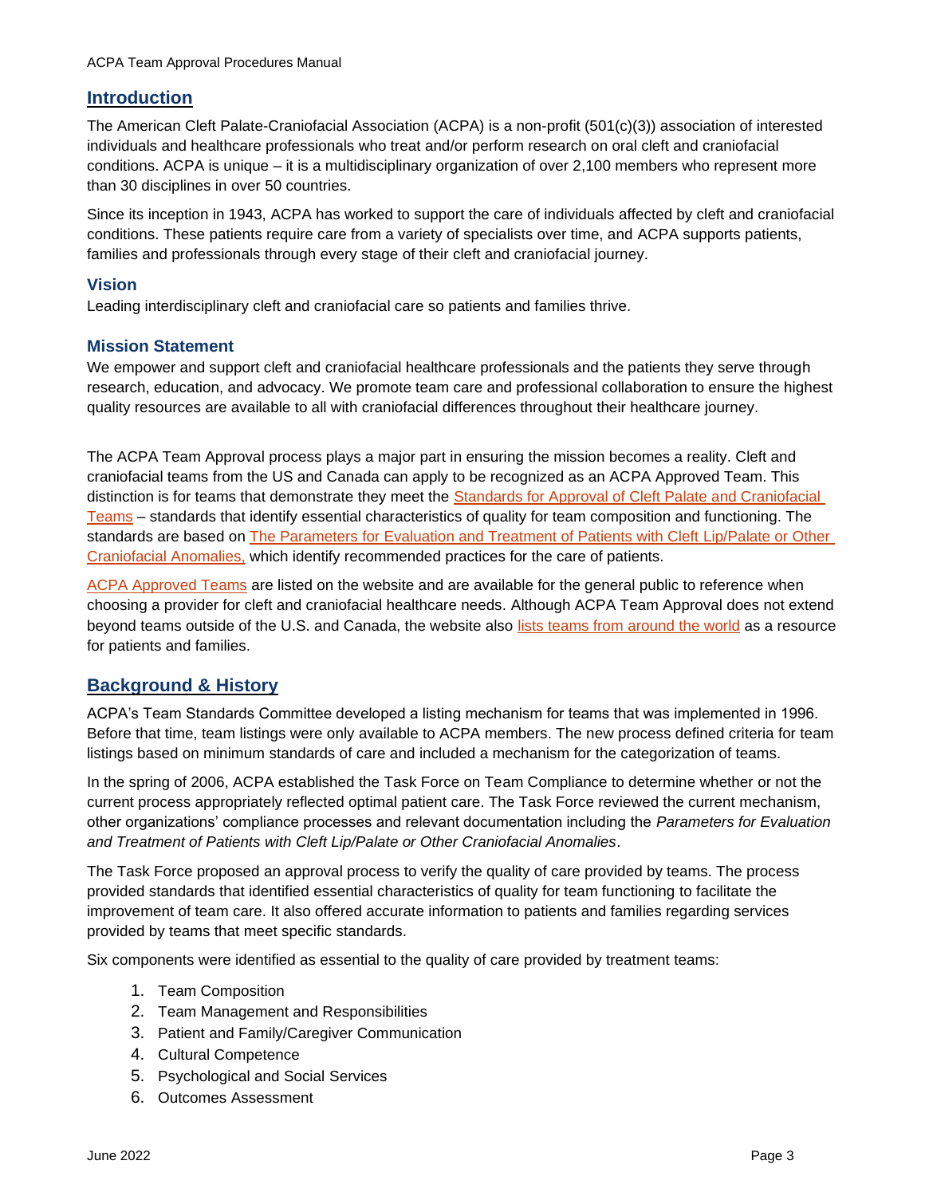## Introduction

The American Cleft Palate-Craniofacial Association (ACPA) is a non-profit (501(c)(3)) association of interested individuals and healthcare professionals who treat and/or perform research on oral cleft and craniofacial conditions. ACPA is unique – it is a multidisciplinary organization of over 2,100 members who represent more than 30 disciplines in over 50 countries.

Since its inception in 1943, ACPA has worked to support the care of individuals affected by cleft and craniofacial conditions. These patients require care from a variety of specialists over time, and ACPA supports patients, families and professionals through every stage of their cleft and craniofacial journey.

### Vision

Leading interdisciplinary cleft and craniofacial care so patients and families thrive.

### Mission Statement

We empower and support cleft and craniofacial healthcare professionals and the patients they serve through research, education, and advocacy. We promote team care and professional collaboration to ensure the highest quality resources are available to all with craniofacial differences throughout their healthcare journey.

The ACPA Team Approval process plays a major part in ensuring the mission becomes a reality. Cleft and craniofacial teams from the US and Canada can apply to be recognized as an ACPA Approved Team. This distinction is for teams that demonstrate they meet the Standards for Approval of Cleft Palate and Craniofacial Teams – standards that identify essential characteristics of quality for team composition and functioning. The standards are based on The Parameters for Evaluation and Treatment of Patients with Cleft Lip/Palate or Other Craniofacial Anomalies, which identify recommended practices for the care of patients.

ACPA Approved Teams are listed on the website and are available for the general public to reference when choosing a provider for cleft and craniofacial healthcare needs. Although ACPA Team Approval does not extend beyond teams outside of the U.S. and Canada, the website also lists teams from around the world as a resource for patients and families.

## Background & History

ACPA's Team Standards Committee developed a listing mechanism for teams that was implemented in 1996. Before that time, team listings were only available to ACPA members. The new process defined criteria for team listings based on minimum standards of care and included a mechanism for the categorization of teams.

In the spring of 2006, ACPA established the Task Force on Team Compliance to determine whether or not the current process appropriately reflected optimal patient care. The Task Force reviewed the current mechanism, other organizations' compliance processes and relevant documentation including the *Parameters for Evaluation and Treatment of Patients with Cleft Lip/Palate or Other Craniofacial Anomalies*.

The Task Force proposed an approval process to verify the quality of care provided by teams. The process provided standards that identified essential characteristics of quality for team functioning to facilitate the improvement of team care. It also offered accurate information to patients and families regarding services provided by teams that meet specific standards.

Six components were identified as essential to the quality of care provided by treatment teams:

1. Team Composition
2. Team Management and Responsibilities
3. Patient and Family/Caregiver Communication
4. Cultural Competence
5. Psychological and Social Services
6. Outcomes Assessment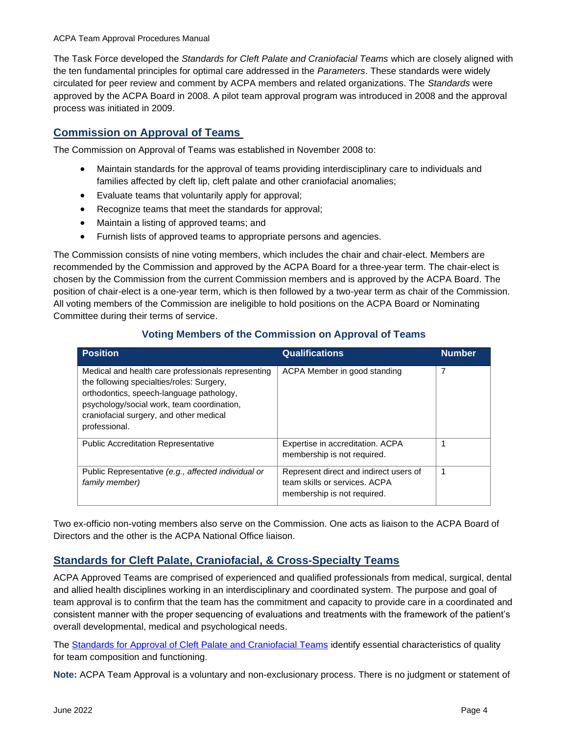The Task Force developed the *Standards for Cleft Palate and Craniofacial Teams* which are closely aligned with the ten fundamental principles for optimal care addressed in the *Parameters*. These standards were widely circulated for peer review and comment by ACPA members and related organizations. The *Standards* were approved by the ACPA Board in 2008. A pilot team approval program was introduced in 2008 and the approval process was initiated in 2009.

## Commission on Approval of Teams

The Commission on Approval of Teams was established in November 2008 to:

- Maintain standards for the approval of teams providing interdisciplinary care to individuals and families affected by cleft lip, cleft palate and other craniofacial anomalies;
- Evaluate teams that voluntarily apply for approval;
- Recognize teams that meet the standards for approval;
- Maintain a listing of approved teams; and
- Furnish lists of approved teams to appropriate persons and agencies.

The Commission consists of nine voting members, which includes the chair and chair-elect. Members are recommended by the Commission and approved by the ACPA Board for a three-year term. The chair-elect is chosen by the Commission from the current Commission members and is approved by the ACPA Board. The position of chair-elect is a one-year term, which is then followed by a two-year term as chair of the Commission. All voting members of the Commission are ineligible to hold positions on the ACPA Board or Nominating Committee during their terms of service.

### Voting Members of the Commission on Approval of Teams

| Position | Qualifications | Number |
|---|---|---|
| Medical and health care professionals representing the following specialties/roles: Surgery, orthodontics, speech-language pathology, psychology/social work, team coordination, craniofacial surgery, and other medical professional. | ACPA Member in good standing | 7 |
| Public Accreditation Representative | Expertise in accreditation. ACPA membership is not required. | 1 |
| Public Representative *(e.g., affected individual or family member)* | Represent direct and indirect users of team skills or services. ACPA membership is not required. | 1 |

Two ex-officio non-voting members also serve on the Commission. One acts as liaison to the ACPA Board of Directors and the other is the ACPA National Office liaison.

## Standards for Cleft Palate, Craniofacial, & Cross-Specialty Teams

ACPA Approved Teams are comprised of experienced and qualified professionals from medical, surgical, dental and allied health disciplines working in an interdisciplinary and coordinated system. The purpose and goal of team approval is to confirm that the team has the commitment and capacity to provide care in a coordinated and consistent manner with the proper sequencing of evaluations and treatments with the framework of the patient's overall developmental, medical and psychological needs.

The Standards for Approval of Cleft Palate and Craniofacial Teams identify essential characteristics of quality for team composition and functioning.

**Note:** ACPA Team Approval is a voluntary and non-exclusionary process. There is no judgment or statement of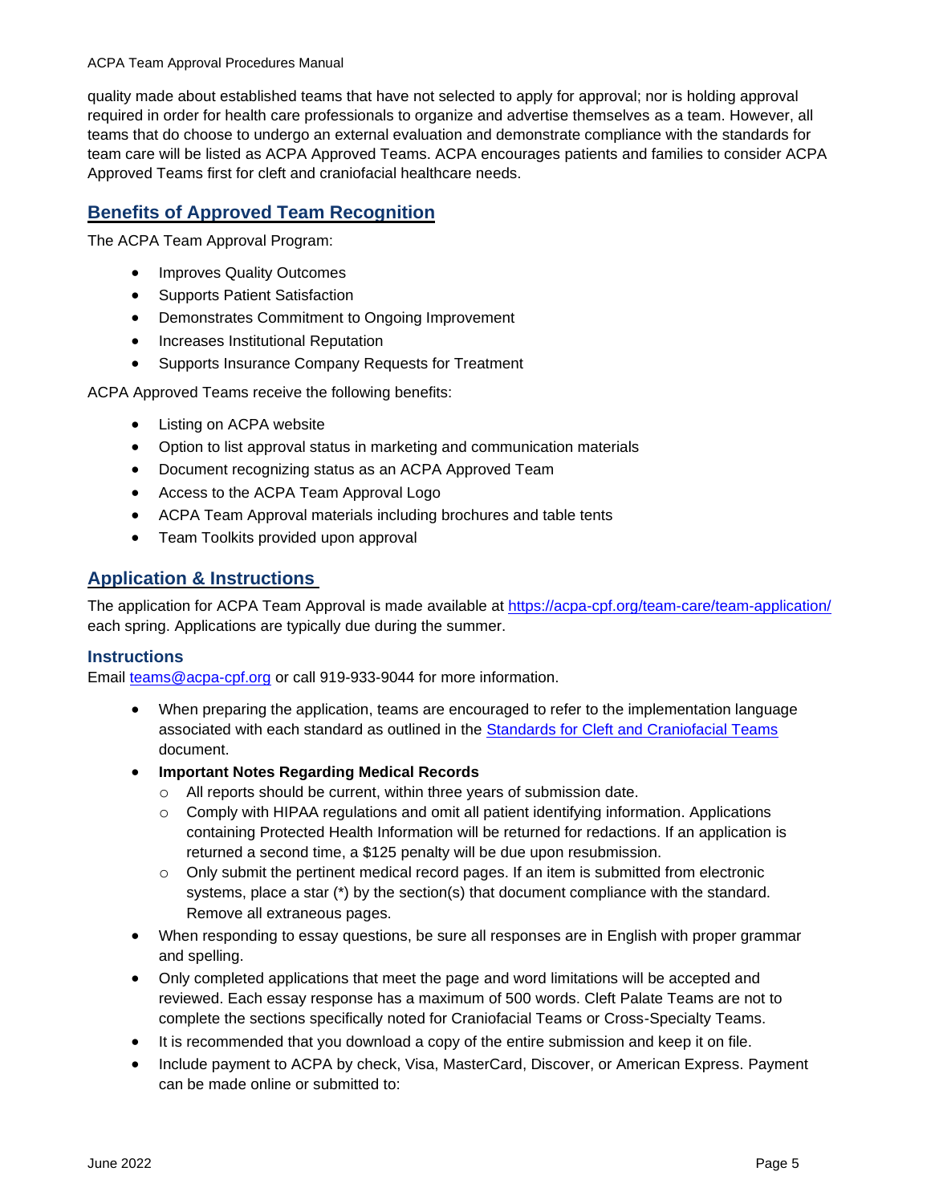quality made about established teams that have not selected to apply for approval; nor is holding approval required in order for health care professionals to organize and advertise themselves as a team. However, all teams that do choose to undergo an external evaluation and demonstrate compliance with the standards for team care will be listed as ACPA Approved Teams. ACPA encourages patients and families to consider ACPA Approved Teams first for cleft and craniofacial healthcare needs.

## Benefits of Approved Team Recognition

The ACPA Team Approval Program:

- Improves Quality Outcomes
- Supports Patient Satisfaction
- Demonstrates Commitment to Ongoing Improvement
- Increases Institutional Reputation
- Supports Insurance Company Requests for Treatment

ACPA Approved Teams receive the following benefits:

- Listing on ACPA website
- Option to list approval status in marketing and communication materials
- Document recognizing status as an ACPA Approved Team
- Access to the ACPA Team Approval Logo
- ACPA Team Approval materials including brochures and table tents
- Team Toolkits provided upon approval

## Application & Instructions

The application for ACPA Team Approval is made available at [https://acpa-cpf.org/team-care/team-application/](https://acpa-cpf.org/team-care/team-application/) each spring. Applications are typically due during the summer.

### Instructions

Email [teams@acpa-cpf.org](mailto:teams@acpa-cpf.org) or call 919-933-9044 for more information.

- When preparing the application, teams are encouraged to refer to the implementation language associated with each standard as outlined in the Standards for Cleft and Craniofacial Teams document.
- **Important Notes Regarding Medical Records**
  - All reports should be current, within three years of submission date.
  - Comply with HIPAA regulations and omit all patient identifying information. Applications containing Protected Health Information will be returned for redactions. If an application is returned a second time, a $125 penalty will be due upon resubmission.
  - Only submit the pertinent medical record pages. If an item is submitted from electronic systems, place a star (*) by the section(s) that document compliance with the standard. Remove all extraneous pages.
- When responding to essay questions, be sure all responses are in English with proper grammar and spelling.
- Only completed applications that meet the page and word limitations will be accepted and reviewed. Each essay response has a maximum of 500 words. Cleft Palate Teams are not to complete the sections specifically noted for Craniofacial Teams or Cross-Specialty Teams.
- It is recommended that you download a copy of the entire submission and keep it on file.
- Include payment to ACPA by check, Visa, MasterCard, Discover, or American Express. Payment can be made online or submitted to: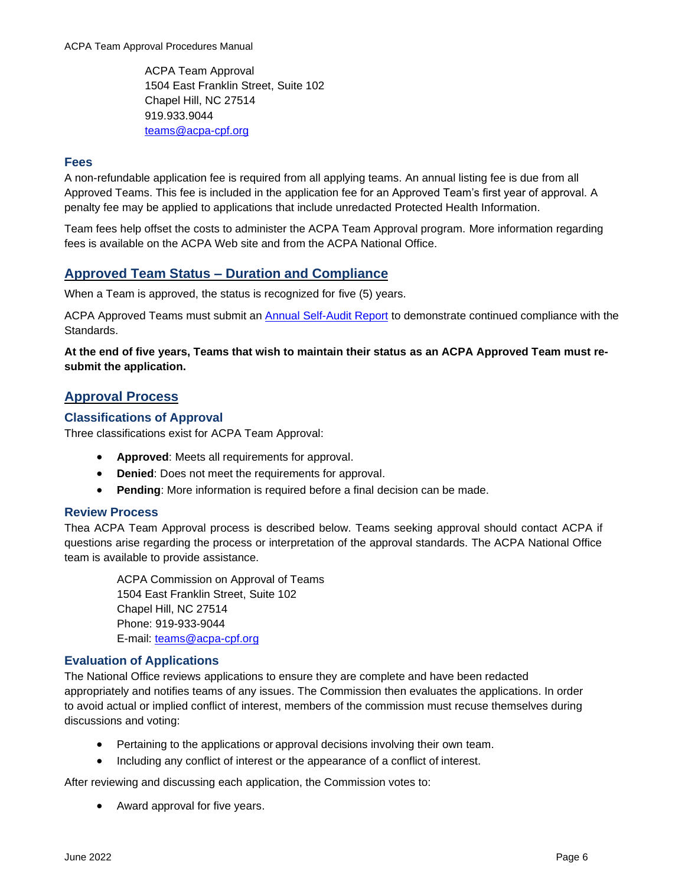ACPA Team Approval
1504 East Franklin Street, Suite 102
Chapel Hill, NC 27514
919.933.9044
[teams@acpa-cpf.org](mailto:teams@acpa-cpf.org)

### Fees

A non-refundable application fee is required from all applying teams. An annual listing fee is due from all Approved Teams. This fee is included in the application fee for an Approved Team's first year of approval. A penalty fee may be applied to applications that include unredacted Protected Health Information.

Team fees help offset the costs to administer the ACPA Team Approval program. More information regarding fees is available on the ACPA Web site and from the ACPA National Office.

## Approved Team Status – Duration and Compliance

When a Team is approved, the status is recognized for five (5) years.

ACPA Approved Teams must submit an Annual Self-Audit Report to demonstrate continued compliance with the Standards.

**At the end of five years, Teams that wish to maintain their status as an ACPA Approved Team must re-submit the application.**

## Approval Process

### Classifications of Approval

Three classifications exist for ACPA Team Approval:

- **Approved**: Meets all requirements for approval.
- **Denied**: Does not meet the requirements for approval.
- **Pending**: More information is required before a final decision can be made.

### Review Process

Thea ACPA Team Approval process is described below. Teams seeking approval should contact ACPA if questions arise regarding the process or interpretation of the approval standards. The ACPA National Office team is available to provide assistance.

ACPA Commission on Approval of Teams
1504 East Franklin Street, Suite 102
Chapel Hill, NC 27514
Phone: 919-933-9044
E-mail: [teams@acpa-cpf.org](mailto:teams@acpa-cpf.org)

### Evaluation of Applications

The National Office reviews applications to ensure they are complete and have been redacted appropriately and notifies teams of any issues. The Commission then evaluates the applications. In order to avoid actual or implied conflict of interest, members of the commission must recuse themselves during discussions and voting:

- Pertaining to the applications or approval decisions involving their own team.
- Including any conflict of interest or the appearance of a conflict of interest.

After reviewing and discussing each application, the Commission votes to:

- Award approval for five years.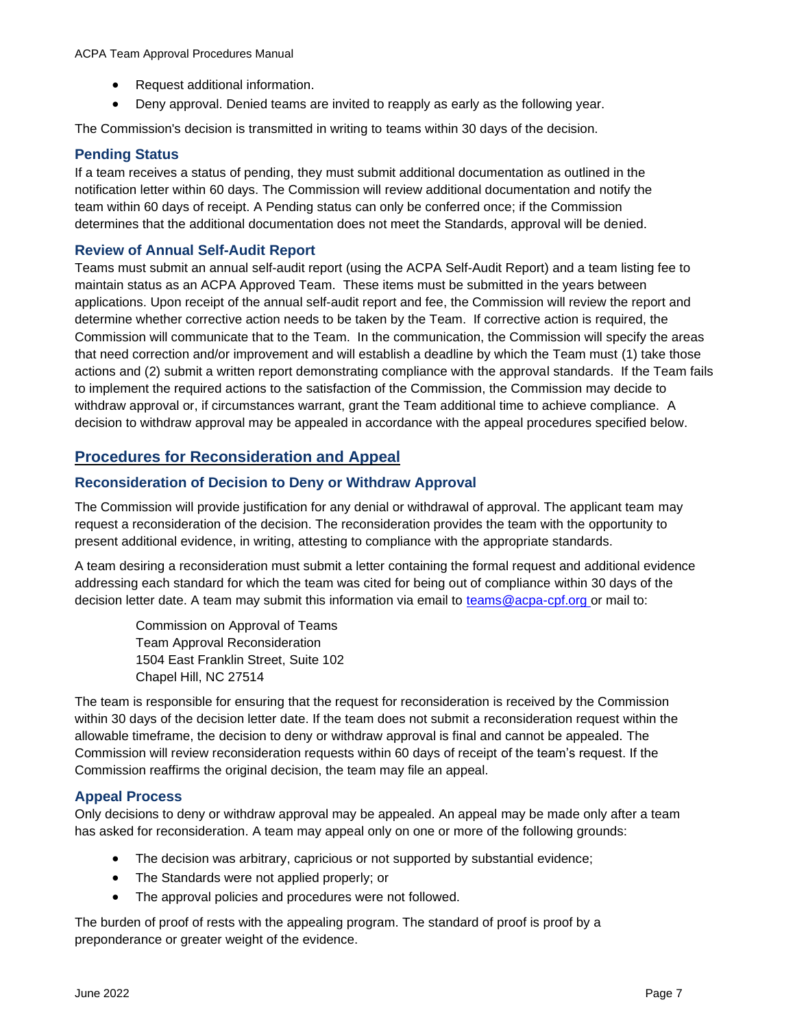- Request additional information.
- Deny approval. Denied teams are invited to reapply as early as the following year.

The Commission's decision is transmitted in writing to teams within 30 days of the decision.

### Pending Status

If a team receives a status of pending, they must submit additional documentation as outlined in the notification letter within 60 days. The Commission will review additional documentation and notify the team within 60 days of receipt. A Pending status can only be conferred once; if the Commission determines that the additional documentation does not meet the Standards, approval will be denied.

### Review of Annual Self-Audit Report

Teams must submit an annual self-audit report (using the ACPA Self-Audit Report) and a team listing fee to maintain status as an ACPA Approved Team. These items must be submitted in the years between applications. Upon receipt of the annual self-audit report and fee, the Commission will review the report and determine whether corrective action needs to be taken by the Team. If corrective action is required, the Commission will communicate that to the Team. In the communication, the Commission will specify the areas that need correction and/or improvement and will establish a deadline by which the Team must (1) take those actions and (2) submit a written report demonstrating compliance with the approval standards. If the Team fails to implement the required actions to the satisfaction of the Commission, the Commission may decide to withdraw approval or, if circumstances warrant, grant the Team additional time to achieve compliance. A decision to withdraw approval may be appealed in accordance with the appeal procedures specified below.

## Procedures for Reconsideration and Appeal

### Reconsideration of Decision to Deny or Withdraw Approval

The Commission will provide justification for any denial or withdrawal of approval. The applicant team may request a reconsideration of the decision. The reconsideration provides the team with the opportunity to present additional evidence, in writing, attesting to compliance with the appropriate standards.

A team desiring a reconsideration must submit a letter containing the formal request and additional evidence addressing each standard for which the team was cited for being out of compliance within 30 days of the decision letter date. A team may submit this information via email to teams@acpa-cpf.org or mail to:

Commission on Approval of Teams
Team Approval Reconsideration
1504 East Franklin Street, Suite 102
Chapel Hill, NC 27514

The team is responsible for ensuring that the request for reconsideration is received by the Commission within 30 days of the decision letter date. If the team does not submit a reconsideration request within the allowable timeframe, the decision to deny or withdraw approval is final and cannot be appealed. The Commission will review reconsideration requests within 60 days of receipt of the team's request. If the Commission reaffirms the original decision, the team may file an appeal.

### Appeal Process

Only decisions to deny or withdraw approval may be appealed. An appeal may be made only after a team has asked for reconsideration. A team may appeal only on one or more of the following grounds:

- The decision was arbitrary, capricious or not supported by substantial evidence;
- The Standards were not applied properly; or
- The approval policies and procedures were not followed.

The burden of proof of rests with the appealing program. The standard of proof is proof by a preponderance or greater weight of the evidence.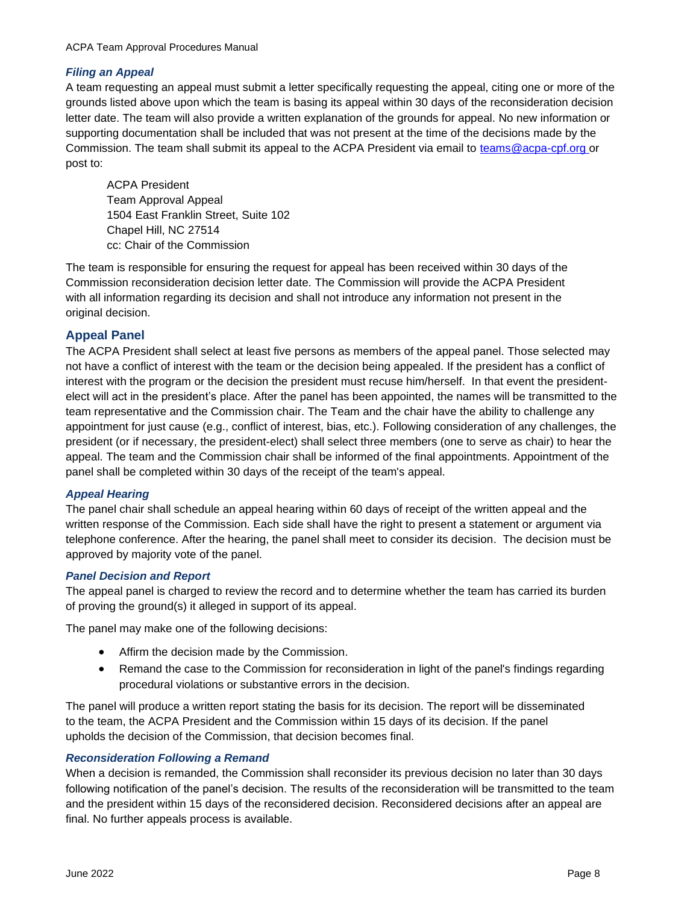### *Filing an Appeal*

A team requesting an appeal must submit a letter specifically requesting the appeal, citing one or more of the grounds listed above upon which the team is basing its appeal within 30 days of the reconsideration decision letter date. The team will also provide a written explanation of the grounds for appeal. No new information or supporting documentation shall be included that was not present at the time of the decisions made by the Commission. The team shall submit its appeal to the ACPA President via email to teams@acpa-cpf.org or post to:

> ACPA President
> Team Approval Appeal
> 1504 East Franklin Street, Suite 102
> Chapel Hill, NC 27514
> cc: Chair of the Commission

The team is responsible for ensuring the request for appeal has been received within 30 days of the Commission reconsideration decision letter date. The Commission will provide the ACPA President with all information regarding its decision and shall not introduce any information not present in the original decision.

## Appeal Panel

The ACPA President shall select at least five persons as members of the appeal panel. Those selected may not have a conflict of interest with the team or the decision being appealed. If the president has a conflict of interest with the program or the decision the president must recuse him/herself. In that event the president-elect will act in the president's place. After the panel has been appointed, the names will be transmitted to the team representative and the Commission chair. The Team and the chair have the ability to challenge any appointment for just cause (e.g., conflict of interest, bias, etc.). Following consideration of any challenges, the president (or if necessary, the president-elect) shall select three members (one to serve as chair) to hear the appeal. The team and the Commission chair shall be informed of the final appointments. Appointment of the panel shall be completed within 30 days of the receipt of the team's appeal.

### *Appeal Hearing*

The panel chair shall schedule an appeal hearing within 60 days of receipt of the written appeal and the written response of the Commission. Each side shall have the right to present a statement or argument via telephone conference. After the hearing, the panel shall meet to consider its decision. The decision must be approved by majority vote of the panel.

### *Panel Decision and Report*

The appeal panel is charged to review the record and to determine whether the team has carried its burden of proving the ground(s) it alleged in support of its appeal.

The panel may make one of the following decisions:

- Affirm the decision made by the Commission.
- Remand the case to the Commission for reconsideration in light of the panel's findings regarding procedural violations or substantive errors in the decision.

The panel will produce a written report stating the basis for its decision. The report will be disseminated to the team, the ACPA President and the Commission within 15 days of its decision. If the panel upholds the decision of the Commission, that decision becomes final.

### *Reconsideration Following a Remand*

When a decision is remanded, the Commission shall reconsider its previous decision no later than 30 days following notification of the panel's decision. The results of the reconsideration will be transmitted to the team and the president within 15 days of the reconsidered decision. Reconsidered decisions after an appeal are final. No further appeals process is available.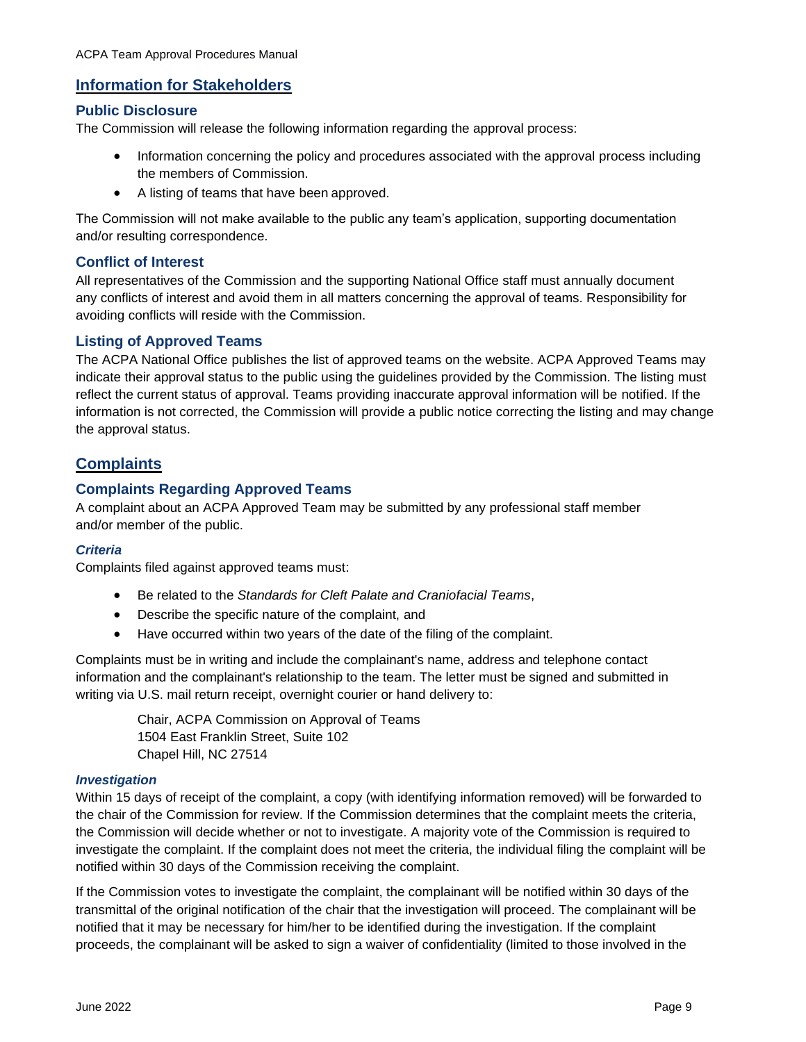## Information for Stakeholders

### Public Disclosure

The Commission will release the following information regarding the approval process:

- Information concerning the policy and procedures associated with the approval process including the members of Commission.
- A listing of teams that have been approved.

The Commission will not make available to the public any team's application, supporting documentation and/or resulting correspondence.

### Conflict of Interest

All representatives of the Commission and the supporting National Office staff must annually document any conflicts of interest and avoid them in all matters concerning the approval of teams. Responsibility for avoiding conflicts will reside with the Commission.

### Listing of Approved Teams

The ACPA National Office publishes the list of approved teams on the website. ACPA Approved Teams may indicate their approval status to the public using the guidelines provided by the Commission. The listing must reflect the current status of approval. Teams providing inaccurate approval information will be notified. If the information is not corrected, the Commission will provide a public notice correcting the listing and may change the approval status.

## Complaints

### Complaints Regarding Approved Teams

A complaint about an ACPA Approved Team may be submitted by any professional staff member and/or member of the public.

#### *Criteria*

Complaints filed against approved teams must:

- Be related to the *Standards for Cleft Palate and Craniofacial Teams*,
- Describe the specific nature of the complaint, and
- Have occurred within two years of the date of the filing of the complaint.

Complaints must be in writing and include the complainant's name, address and telephone contact information and the complainant's relationship to the team. The letter must be signed and submitted in writing via U.S. mail return receipt, overnight courier or hand delivery to:

> Chair, ACPA Commission on Approval of Teams
> 1504 East Franklin Street, Suite 102
> Chapel Hill, NC 27514

#### *Investigation*

Within 15 days of receipt of the complaint, a copy (with identifying information removed) will be forwarded to the chair of the Commission for review. If the Commission determines that the complaint meets the criteria, the Commission will decide whether or not to investigate. A majority vote of the Commission is required to investigate the complaint. If the complaint does not meet the criteria, the individual filing the complaint will be notified within 30 days of the Commission receiving the complaint.

If the Commission votes to investigate the complaint, the complainant will be notified within 30 days of the transmittal of the original notification of the chair that the investigation will proceed. The complainant will be notified that it may be necessary for him/her to be identified during the investigation. If the complaint proceeds, the complainant will be asked to sign a waiver of confidentiality (limited to those involved in the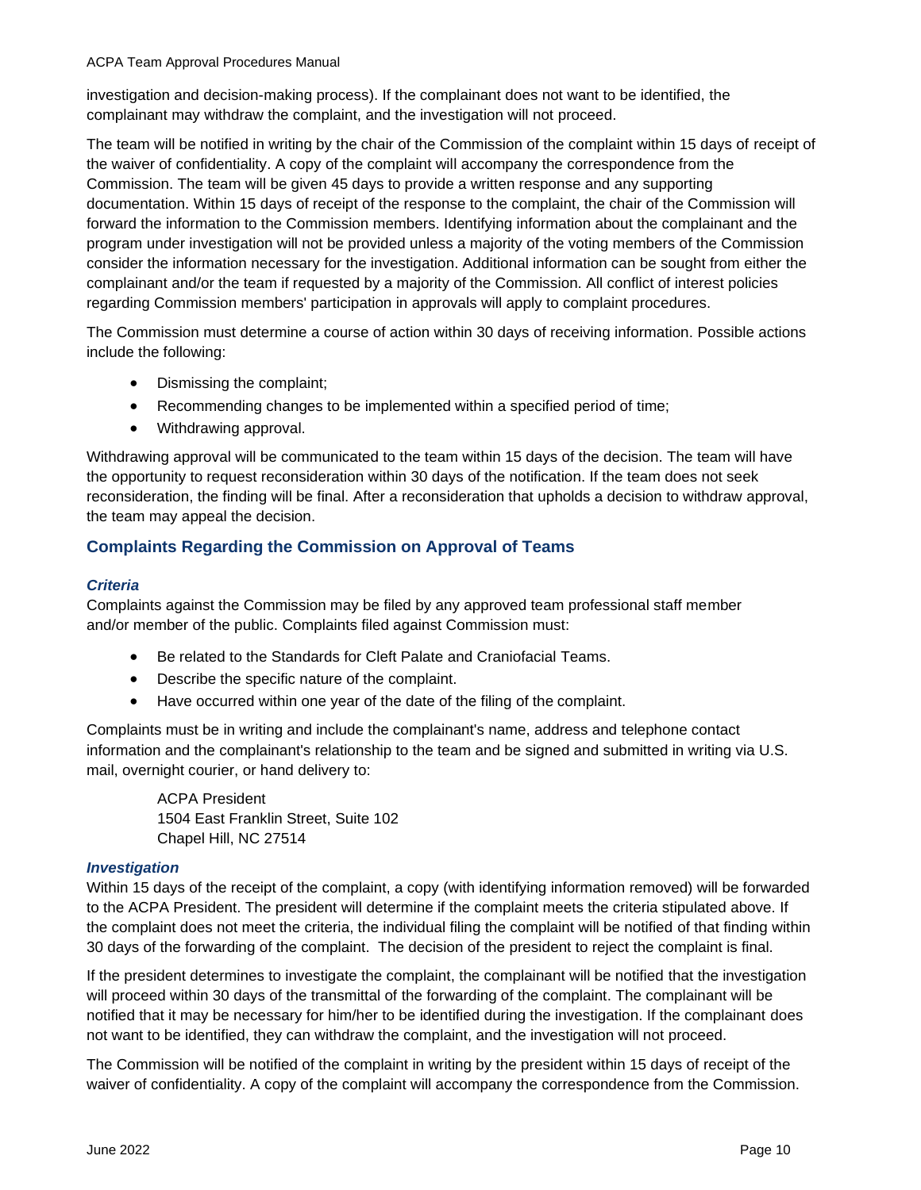investigation and decision-making process). If the complainant does not want to be identified, the complainant may withdraw the complaint, and the investigation will not proceed.

The team will be notified in writing by the chair of the Commission of the complaint within 15 days of receipt of the waiver of confidentiality. A copy of the complaint will accompany the correspondence from the Commission. The team will be given 45 days to provide a written response and any supporting documentation. Within 15 days of receipt of the response to the complaint, the chair of the Commission will forward the information to the Commission members. Identifying information about the complainant and the program under investigation will not be provided unless a majority of the voting members of the Commission consider the information necessary for the investigation. Additional information can be sought from either the complainant and/or the team if requested by a majority of the Commission. All conflict of interest policies regarding Commission members' participation in approvals will apply to complaint procedures.

The Commission must determine a course of action within 30 days of receiving information. Possible actions include the following:

- Dismissing the complaint;
- Recommending changes to be implemented within a specified period of time;
- Withdrawing approval.

Withdrawing approval will be communicated to the team within 15 days of the decision. The team will have the opportunity to request reconsideration within 30 days of the notification. If the team does not seek reconsideration, the finding will be final. After a reconsideration that upholds a decision to withdraw approval, the team may appeal the decision.

## Complaints Regarding the Commission on Approval of Teams

### *Criteria*

Complaints against the Commission may be filed by any approved team professional staff member and/or member of the public. Complaints filed against Commission must:

- Be related to the Standards for Cleft Palate and Craniofacial Teams.
- Describe the specific nature of the complaint.
- Have occurred within one year of the date of the filing of the complaint.

Complaints must be in writing and include the complainant's name, address and telephone contact information and the complainant's relationship to the team and be signed and submitted in writing via U.S. mail, overnight courier, or hand delivery to:

ACPA President
1504 East Franklin Street, Suite 102
Chapel Hill, NC 27514

### *Investigation*

Within 15 days of the receipt of the complaint, a copy (with identifying information removed) will be forwarded to the ACPA President. The president will determine if the complaint meets the criteria stipulated above. If the complaint does not meet the criteria, the individual filing the complaint will be notified of that finding within 30 days of the forwarding of the complaint. The decision of the president to reject the complaint is final.

If the president determines to investigate the complaint, the complainant will be notified that the investigation will proceed within 30 days of the transmittal of the forwarding of the complaint. The complainant will be notified that it may be necessary for him/her to be identified during the investigation. If the complainant does not want to be identified, they can withdraw the complaint, and the investigation will not proceed.

The Commission will be notified of the complaint in writing by the president within 15 days of receipt of the waiver of confidentiality. A copy of the complaint will accompany the correspondence from the Commission.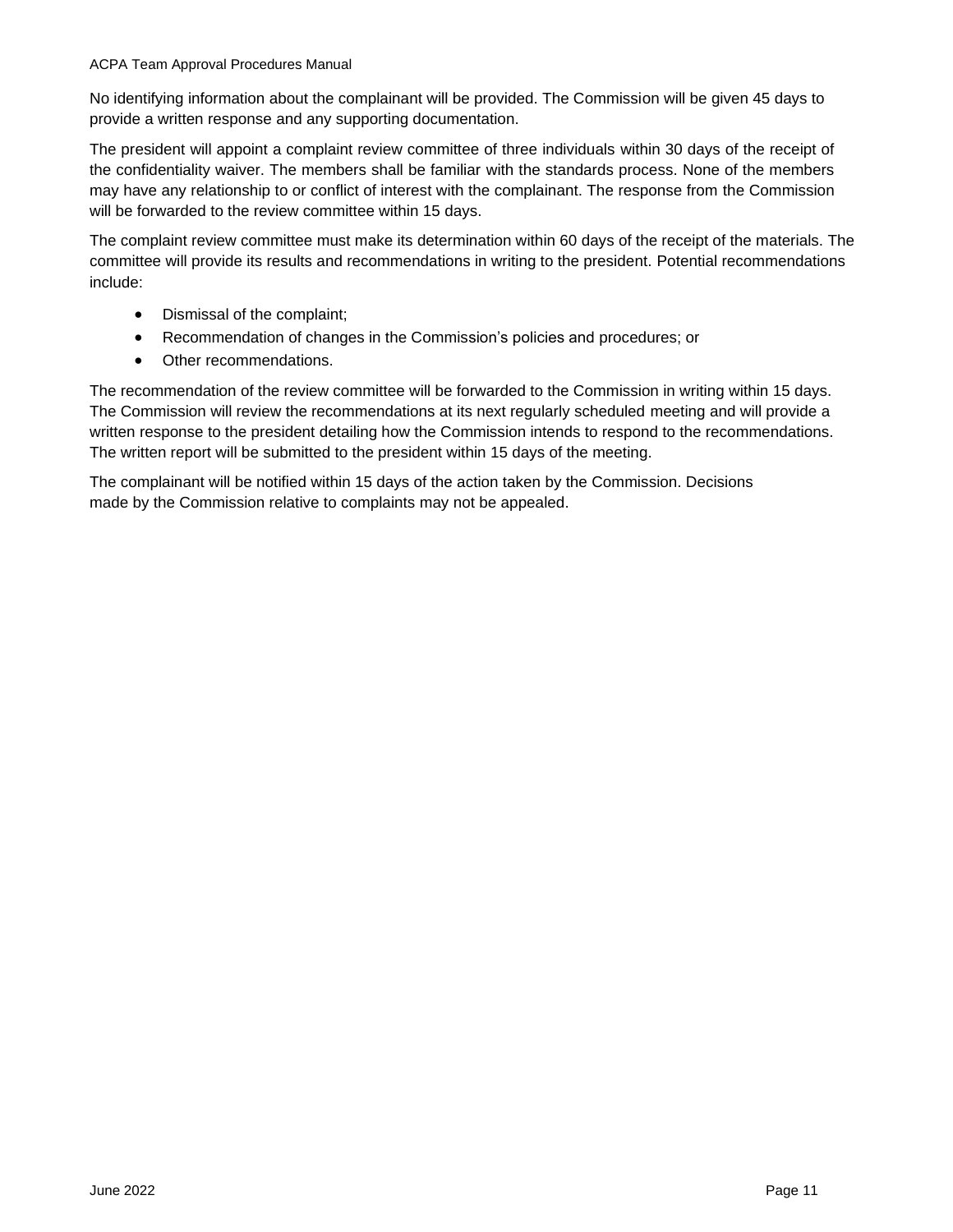No identifying information about the complainant will be provided. The Commission will be given 45 days to provide a written response and any supporting documentation.

The president will appoint a complaint review committee of three individuals within 30 days of the receipt of the confidentiality waiver. The members shall be familiar with the standards process. None of the members may have any relationship to or conflict of interest with the complainant. The response from the Commission will be forwarded to the review committee within 15 days.

The complaint review committee must make its determination within 60 days of the receipt of the materials. The committee will provide its results and recommendations in writing to the president. Potential recommendations include:

- Dismissal of the complaint;
- Recommendation of changes in the Commission's policies and procedures; or
- Other recommendations.

The recommendation of the review committee will be forwarded to the Commission in writing within 15 days. The Commission will review the recommendations at its next regularly scheduled meeting and will provide a written response to the president detailing how the Commission intends to respond to the recommendations. The written report will be submitted to the president within 15 days of the meeting.

The complainant will be notified within 15 days of the action taken by the Commission. Decisions made by the Commission relative to complaints may not be appealed.